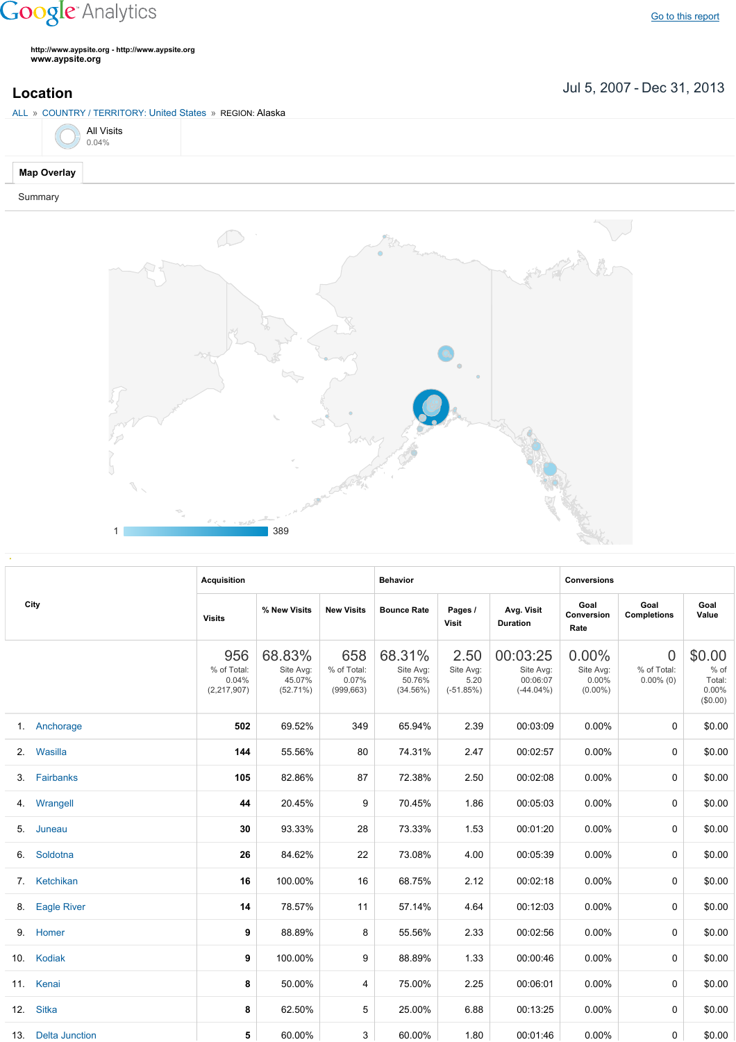Google Analytics

Go to this report

http://www.aypsite.org - http://www.aypsite.org
**www.aypsite.org**

## Location

Jul 5, 2007 - Dec 31, 2013

ALL » COUNTRY / TERRITORY: United States » REGION: Alaska

All Visits
0.04%

**Map Overlay**

Summary

1 389

| City | Acquisition | | | Behavior | | | Conversions | | |
|---|---|---|---|---|---|---|---|---|---|
| | Visits | % New Visits | New Visits | Bounce Rate | Pages / Visit | Avg. Visit Duration | Goal Conversion Rate | Goal Completions | Goal Value |
| | 956 % of Total: 0.04% (2,217,907) | 68.83% Site Avg: 45.07% (52.71%) | 658 % of Total: 0.07% (999,663) | 68.31% Site Avg: 50.76% (34.56%) | 2.50 Site Avg: 5.20 (-51.85%) | 00:03:25 Site Avg: 00:06:07 (-44.04%) | 0.00% Site Avg: 0.00% (0.00%) | 0 % of Total: 0.00% (0) | $0.00 % of Total: 0.00% ($0.00) |
| 1. Anchorage | **502** | 69.52% | 349 | 65.94% | 2.39 | 00:03:09 | 0.00% | 0 | $0.00 |
| 2. Wasilla | **144** | 55.56% | 80 | 74.31% | 2.47 | 00:02:57 | 0.00% | 0 | $0.00 |
| 3. Fairbanks | **105** | 82.86% | 87 | 72.38% | 2.50 | 00:02:08 | 0.00% | 0 | $0.00 |
| 4. Wrangell | **44** | 20.45% | 9 | 70.45% | 1.86 | 00:05:03 | 0.00% | 0 | $0.00 |
| 5. Juneau | **30** | 93.33% | 28 | 73.33% | 1.53 | 00:01:20 | 0.00% | 0 | $0.00 |
| 6. Soldotna | **26** | 84.62% | 22 | 73.08% | 4.00 | 00:05:39 | 0.00% | 0 | $0.00 |
| 7. Ketchikan | **16** | 100.00% | 16 | 68.75% | 2.12 | 00:02:18 | 0.00% | 0 | $0.00 |
| 8. Eagle River | **14** | 78.57% | 11 | 57.14% | 4.64 | 00:12:03 | 0.00% | 0 | $0.00 |
| 9. Homer | **9** | 88.89% | 8 | 55.56% | 2.33 | 00:02:56 | 0.00% | 0 | $0.00 |
| 10. Kodiak | **9** | 100.00% | 9 | 88.89% | 1.33 | 00:00:46 | 0.00% | 0 | $0.00 |
| 11. Kenai | **8** | 50.00% | 4 | 75.00% | 2.25 | 00:06:01 | 0.00% | 0 | $0.00 |
| 12. Sitka | **8** | 62.50% | 5 | 25.00% | 6.88 | 00:13:25 | 0.00% | 0 | $0.00 |
| 13. Delta Junction | **5** | 60.00% | 3 | 60.00% | 1.80 | 00:01:46 | 0.00% | 0 | $0.00 |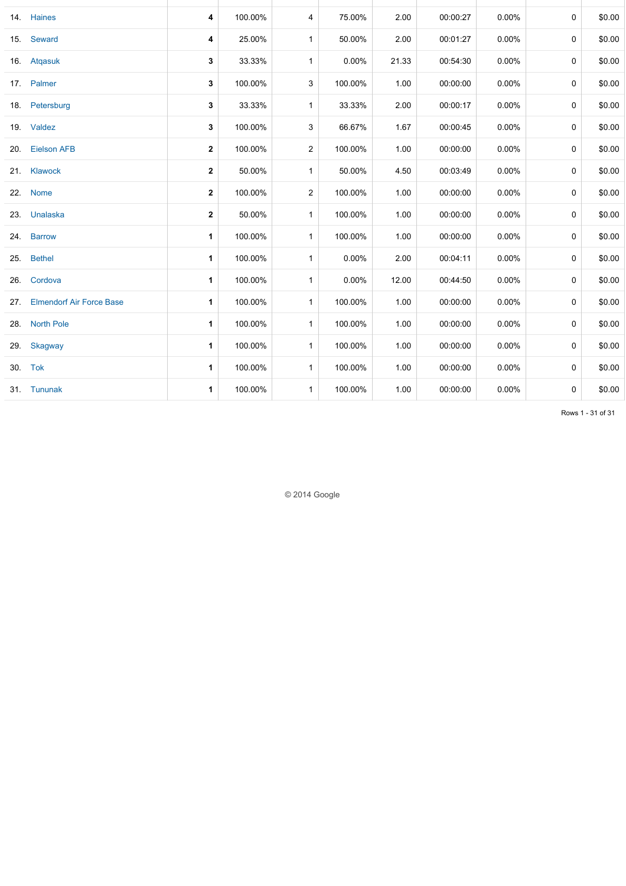| | | | | | | | | | |
|---|---|---|---|---|---|---|---|---|---|
| 14. | Haines | **4** | 100.00% | 4 | 75.00% | 2.00 | 00:00:27 | 0.00% | 0 | $0.00 |
| 15. | Seward | **4** | 25.00% | 1 | 50.00% | 2.00 | 00:01:27 | 0.00% | 0 | $0.00 |
| 16. | Atqasuk | **3** | 33.33% | 1 | 0.00% | 21.33 | 00:54:30 | 0.00% | 0 | $0.00 |
| 17. | Palmer | **3** | 100.00% | 3 | 100.00% | 1.00 | 00:00:00 | 0.00% | 0 | $0.00 |
| 18. | Petersburg | **3** | 33.33% | 1 | 33.33% | 2.00 | 00:00:17 | 0.00% | 0 | $0.00 |
| 19. | Valdez | **3** | 100.00% | 3 | 66.67% | 1.67 | 00:00:45 | 0.00% | 0 | $0.00 |
| 20. | Eielson AFB | **2** | 100.00% | 2 | 100.00% | 1.00 | 00:00:00 | 0.00% | 0 | $0.00 |
| 21. | Klawock | **2** | 50.00% | 1 | 50.00% | 4.50 | 00:03:49 | 0.00% | 0 | $0.00 |
| 22. | Nome | **2** | 100.00% | 2 | 100.00% | 1.00 | 00:00:00 | 0.00% | 0 | $0.00 |
| 23. | Unalaska | **2** | 50.00% | 1 | 100.00% | 1.00 | 00:00:00 | 0.00% | 0 | $0.00 |
| 24. | Barrow | **1** | 100.00% | 1 | 100.00% | 1.00 | 00:00:00 | 0.00% | 0 | $0.00 |
| 25. | Bethel | **1** | 100.00% | 1 | 0.00% | 2.00 | 00:04:11 | 0.00% | 0 | $0.00 |
| 26. | Cordova | **1** | 100.00% | 1 | 0.00% | 12.00 | 00:44:50 | 0.00% | 0 | $0.00 |
| 27. | Elmendorf Air Force Base | **1** | 100.00% | 1 | 100.00% | 1.00 | 00:00:00 | 0.00% | 0 | $0.00 |
| 28. | North Pole | **1** | 100.00% | 1 | 100.00% | 1.00 | 00:00:00 | 0.00% | 0 | $0.00 |
| 29. | Skagway | **1** | 100.00% | 1 | 100.00% | 1.00 | 00:00:00 | 0.00% | 0 | $0.00 |
| 30. | Tok | **1** | 100.00% | 1 | 100.00% | 1.00 | 00:00:00 | 0.00% | 0 | $0.00 |
| 31. | Tununak | **1** | 100.00% | 1 | 100.00% | 1.00 | 00:00:00 | 0.00% | 0 | $0.00 |

Rows 1 - 31 of 31

© 2014 Google